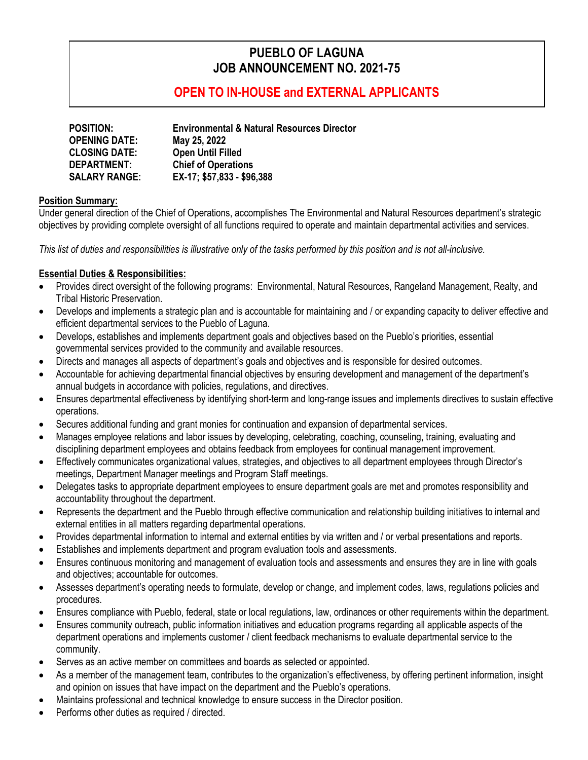# PUEBLO OF LAGUNA
# JOB ANNOUNCEMENT NO. 2021-75

## OPEN TO IN-HOUSE and EXTERNAL APPLICANTS

**POSITION:** **Environmental & Natural Resources Director**
**OPENING DATE:** **May 25, 2022**
**CLOSING DATE:** **Open Until Filled**
**DEPARTMENT:** **Chief of Operations**
**SALARY RANGE:** **EX-17; $57,833 - $96,388**

**Position Summary:**
Under general direction of the Chief of Operations, accomplishes The Environmental and Natural Resources department's strategic objectives by providing complete oversight of all functions required to operate and maintain departmental activities and services.

*This list of duties and responsibilities is illustrative only of the tasks performed by this position and is not all-inclusive.*

**Essential Duties & Responsibilities:**

- Provides direct oversight of the following programs: Environmental, Natural Resources, Rangeland Management, Realty, and Tribal Historic Preservation.
- Develops and implements a strategic plan and is accountable for maintaining and / or expanding capacity to deliver effective and efficient departmental services to the Pueblo of Laguna.
- Develops, establishes and implements department goals and objectives based on the Pueblo's priorities, essential governmental services provided to the community and available resources.
- Directs and manages all aspects of department's goals and objectives and is responsible for desired outcomes.
- Accountable for achieving departmental financial objectives by ensuring development and management of the department's annual budgets in accordance with policies, regulations, and directives.
- Ensures departmental effectiveness by identifying short-term and long-range issues and implements directives to sustain effective operations.
- Secures additional funding and grant monies for continuation and expansion of departmental services.
- Manages employee relations and labor issues by developing, celebrating, coaching, counseling, training, evaluating and disciplining department employees and obtains feedback from employees for continual management improvement.
- Effectively communicates organizational values, strategies, and objectives to all department employees through Director's meetings, Department Manager meetings and Program Staff meetings.
- Delegates tasks to appropriate department employees to ensure department goals are met and promotes responsibility and accountability throughout the department.
- Represents the department and the Pueblo through effective communication and relationship building initiatives to internal and external entities in all matters regarding departmental operations.
- Provides departmental information to internal and external entities by via written and / or verbal presentations and reports.
- Establishes and implements department and program evaluation tools and assessments.
- Ensures continuous monitoring and management of evaluation tools and assessments and ensures they are in line with goals and objectives; accountable for outcomes.
- Assesses department's operating needs to formulate, develop or change, and implement codes, laws, regulations policies and procedures.
- Ensures compliance with Pueblo, federal, state or local regulations, law, ordinances or other requirements within the department.
- Ensures community outreach, public information initiatives and education programs regarding all applicable aspects of the department operations and implements customer / client feedback mechanisms to evaluate departmental service to the community.
- Serves as an active member on committees and boards as selected or appointed.
- As a member of the management team, contributes to the organization's effectiveness, by offering pertinent information, insight and opinion on issues that have impact on the department and the Pueblo's operations.
- Maintains professional and technical knowledge to ensure success in the Director position.
- Performs other duties as required / directed.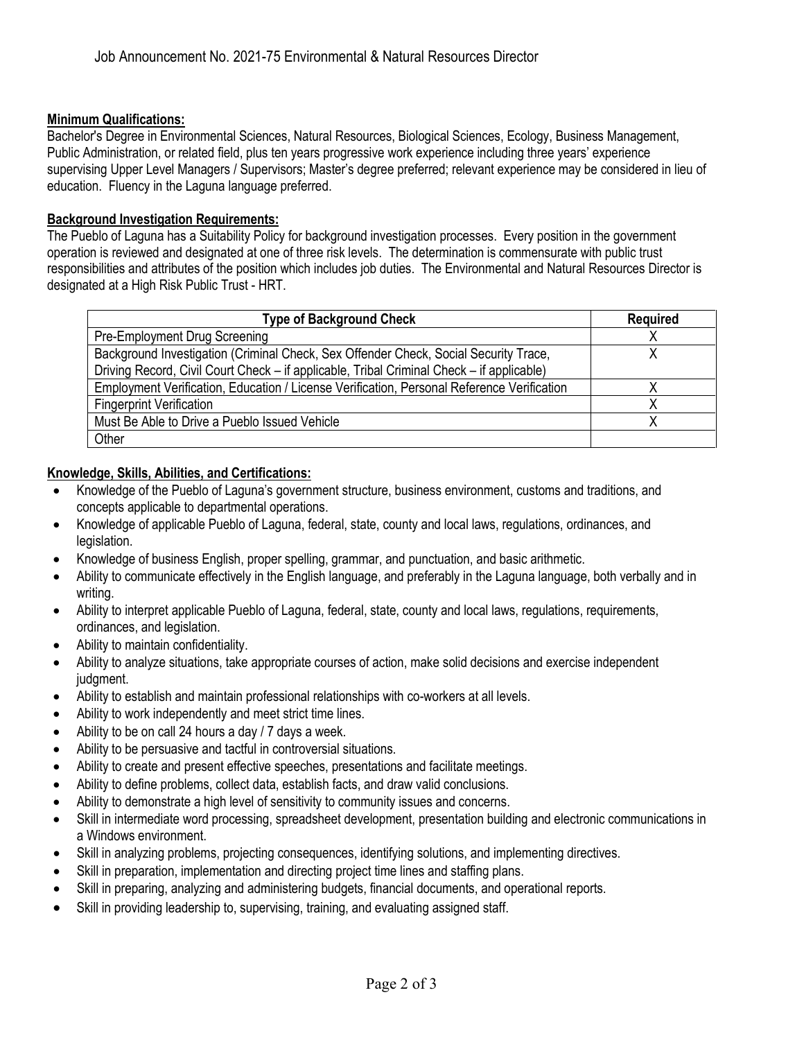Job Announcement No. 2021-75 Environmental & Natural Resources Director

**Minimum Qualifications:**
Bachelor's Degree in Environmental Sciences, Natural Resources, Biological Sciences, Ecology, Business Management, Public Administration, or related field, plus ten years progressive work experience including three years' experience supervising Upper Level Managers / Supervisors; Master's degree preferred; relevant experience may be considered in lieu of education. Fluency in the Laguna language preferred.

**Background Investigation Requirements:**
The Pueblo of Laguna has a Suitability Policy for background investigation processes. Every position in the government operation is reviewed and designated at one of three risk levels. The determination is commensurate with public trust responsibilities and attributes of the position which includes job duties. The Environmental and Natural Resources Director is designated at a High Risk Public Trust - HRT.

| Type of Background Check | Required |
|---|---|
| Pre-Employment Drug Screening | X |
| Background Investigation (Criminal Check, Sex Offender Check, Social Security Trace, Driving Record, Civil Court Check – if applicable, Tribal Criminal Check – if applicable) | X |
| Employment Verification, Education / License Verification, Personal Reference Verification | X |
| Fingerprint Verification | X |
| Must Be Able to Drive a Pueblo Issued Vehicle | X |
| Other | |

**Knowledge, Skills, Abilities, and Certifications:**

- Knowledge of the Pueblo of Laguna's government structure, business environment, customs and traditions, and concepts applicable to departmental operations.
- Knowledge of applicable Pueblo of Laguna, federal, state, county and local laws, regulations, ordinances, and legislation.
- Knowledge of business English, proper spelling, grammar, and punctuation, and basic arithmetic.
- Ability to communicate effectively in the English language, and preferably in the Laguna language, both verbally and in writing.
- Ability to interpret applicable Pueblo of Laguna, federal, state, county and local laws, regulations, requirements, ordinances, and legislation.
- Ability to maintain confidentiality.
- Ability to analyze situations, take appropriate courses of action, make solid decisions and exercise independent judgment.
- Ability to establish and maintain professional relationships with co-workers at all levels.
- Ability to work independently and meet strict time lines.
- Ability to be on call 24 hours a day / 7 days a week.
- Ability to be persuasive and tactful in controversial situations.
- Ability to create and present effective speeches, presentations and facilitate meetings.
- Ability to define problems, collect data, establish facts, and draw valid conclusions.
- Ability to demonstrate a high level of sensitivity to community issues and concerns.
- Skill in intermediate word processing, spreadsheet development, presentation building and electronic communications in a Windows environment.
- Skill in analyzing problems, projecting consequences, identifying solutions, and implementing directives.
- Skill in preparation, implementation and directing project time lines and staffing plans.
- Skill in preparing, analyzing and administering budgets, financial documents, and operational reports.
- Skill in providing leadership to, supervising, training, and evaluating assigned staff.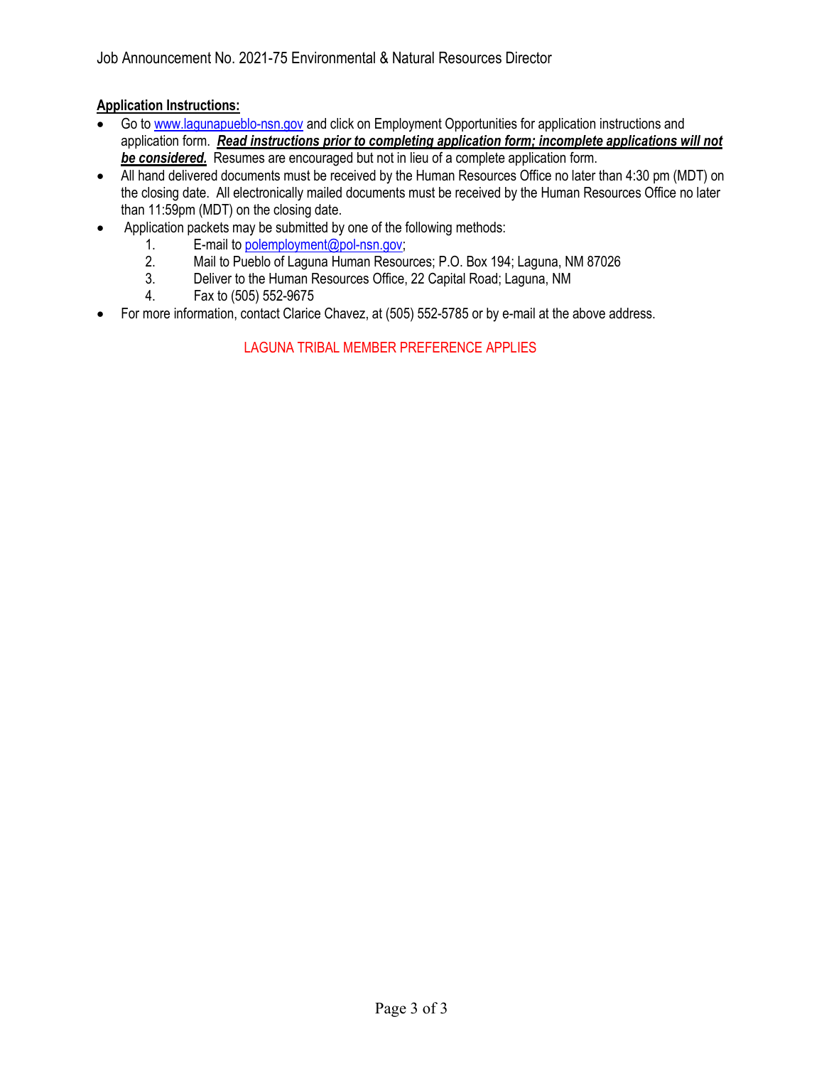**Application Instructions:**

- Go to www.lagunapueblo-nsn.gov and click on Employment Opportunities for application instructions and application form. ***Read instructions prior to completing application form; incomplete applications will not be considered.*** Resumes are encouraged but not in lieu of a complete application form.
- All hand delivered documents must be received by the Human Resources Office no later than 4:30 pm (MDT) on the closing date. All electronically mailed documents must be received by the Human Resources Office no later than 11:59pm (MDT) on the closing date.
- Application packets may be submitted by one of the following methods:
    1. E-mail to polemployment@pol-nsn.gov;
    2. Mail to Pueblo of Laguna Human Resources; P.O. Box 194; Laguna, NM 87026
    3. Deliver to the Human Resources Office, 22 Capital Road; Laguna, NM
    4. Fax to (505) 552-9675
- For more information, contact Clarice Chavez, at (505) 552-5785 or by e-mail at the above address.

LAGUNA TRIBAL MEMBER PREFERENCE APPLIES